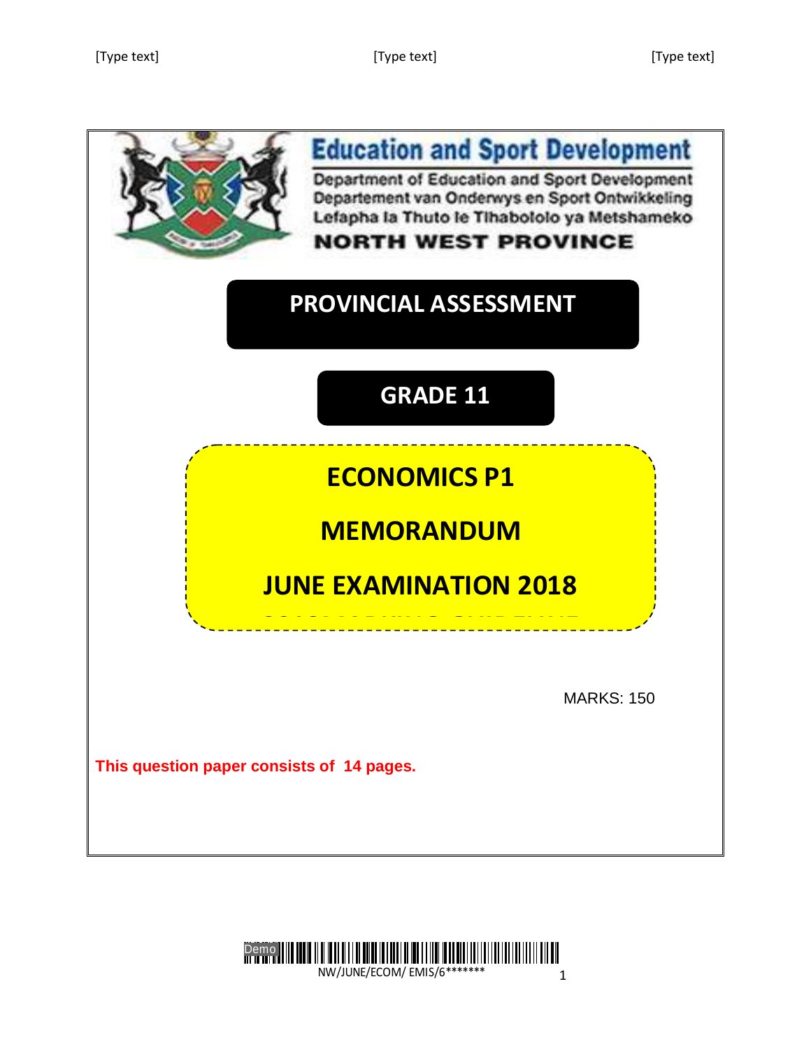**Education and Sport Development**

Department of Education and Sport Development
Departement van Onderwys en Sport Ontwikkeling
Lefapha la Thuto le Tlhabololo ya Metshameko

**NORTH WEST PROVINCE**

# PROVINCIAL ASSESSMENT

## GRADE 11

## ECONOMICS P1

## MEMORANDUM

## JUNE EXAMINATION 2018

MARKS: 150

**This question paper consists of 14 pages.**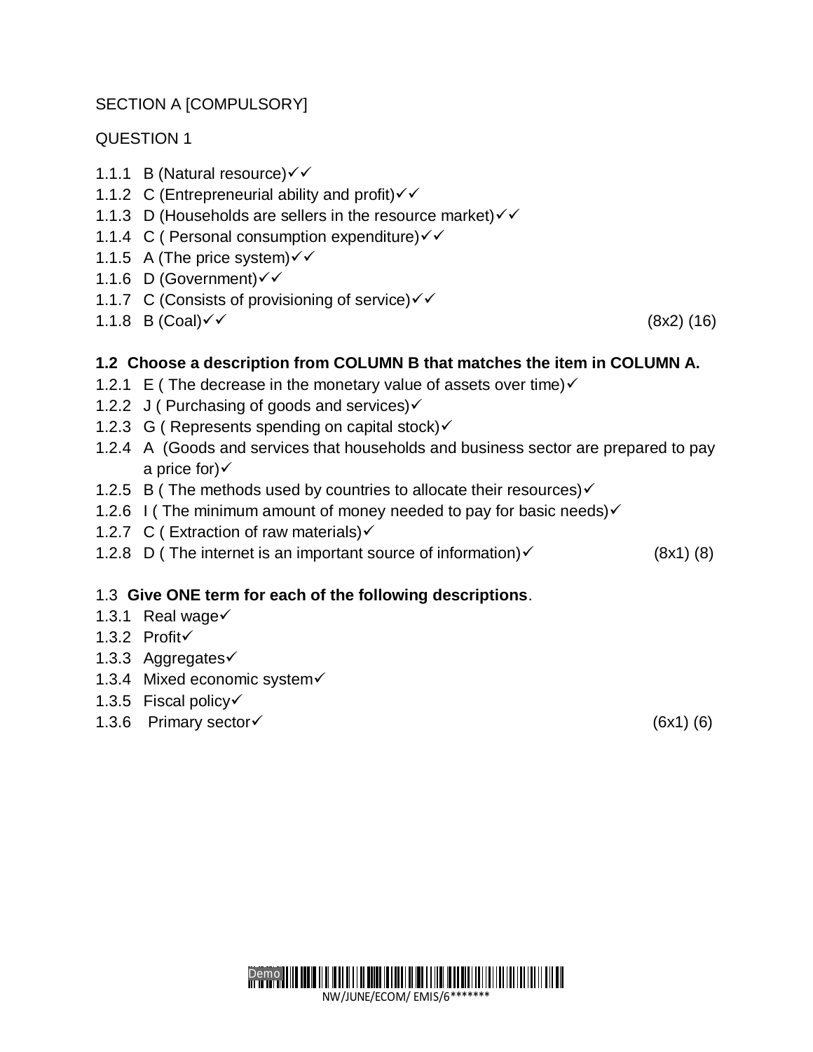SECTION A [COMPULSORY]

QUESTION 1

1.1.1 B (Natural resource)✓✓
1.1.2 C (Entrepreneurial ability and profit)✓✓
1.1.3 D (Households are sellers in the resource market)✓✓
1.1.4 C ( Personal consumption expenditure)✓✓
1.1.5 A (The price system)✓✓
1.1.6 D (Government)✓✓
1.1.7 C (Consists of provisioning of service)✓✓
1.1.8 B (Coal)✓✓ (8x2) (16)

**1.2 Choose a description from COLUMN B that matches the item in COLUMN A.**

1.2.1 E ( The decrease in the monetary value of assets over time)✓
1.2.2 J ( Purchasing of goods and services)✓
1.2.3 G ( Represents spending on capital stock)✓
1.2.4 A (Goods and services that households and business sector are prepared to pay a price for)✓
1.2.5 B ( The methods used by countries to allocate their resources)✓
1.2.6 I ( The minimum amount of money needed to pay for basic needs)✓
1.2.7 C ( Extraction of raw materials)✓
1.2.8 D ( The internet is an important source of information)✓ (8x1) (8)

1.3 **Give ONE term for each of the following descriptions**.

1.3.1 Real wage✓
1.3.2 Profit✓
1.3.3 Aggregates✓
1.3.4 Mixed economic system✓
1.3.5 Fiscal policy✓
1.3.6 Primary sector✓ (6x1) (6)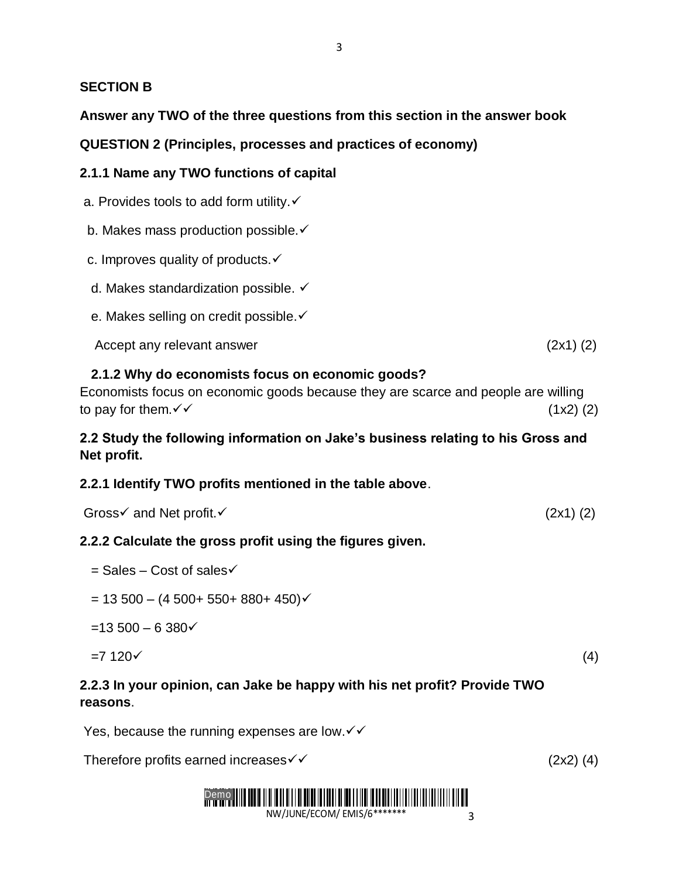**SECTION B**

**Answer any TWO of the three questions from this section in the answer book**

**QUESTION 2 (Principles, processes and practices of economy)**

**2.1.1 Name any TWO functions of capital**

a. Provides tools to add form utility.✓

b. Makes mass production possible.✓

c. Improves quality of products.✓

d. Makes standardization possible. ✓

e. Makes selling on credit possible.✓

Accept any relevant answer (2x1) (2)

**2.1.2 Why do economists focus on economic goods?**

Economists focus on economic goods because they are scarce and people are willing to pay for them.✓✓ (1x2) (2)

**2.2 Study the following information on Jake's business relating to his Gross and Net profit.**

**2.2.1 Identify TWO profits mentioned in the table above**.

Gross✓ and Net profit.✓ (2x1) (2)

**2.2.2 Calculate the gross profit using the figures given.**

= Sales – Cost of sales✓

= 13 500 – (4 500+ 550+ 880+ 450)✓

=13 500 – 6 380✓

=7 120✓ (4)

**2.2.3 In your opinion, can Jake be happy with his net profit? Provide TWO reasons**.

Yes, because the running expenses are low.✓✓

Therefore profits earned increases✓✓ (2x2) (4)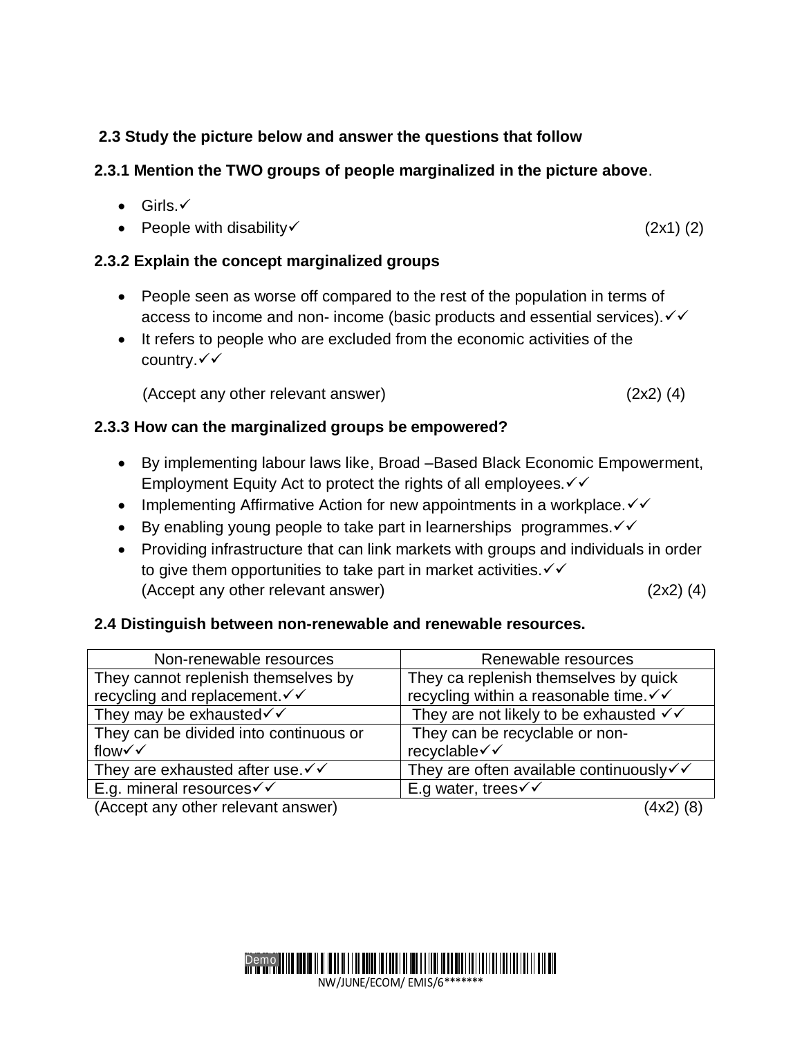**2.3 Study the picture below and answer the questions that follow**

**2.3.1 Mention the TWO groups of people marginalized in the picture above**.

- Girls.✓
- People with disability✓ (2x1) (2)

**2.3.2 Explain the concept marginalized groups**

- People seen as worse off compared to the rest of the population in terms of access to income and non- income (basic products and essential services).✓✓
- It refers to people who are excluded from the economic activities of the country.✓✓

(Accept any other relevant answer) (2x2) (4)

**2.3.3 How can the marginalized groups be empowered?**

- By implementing labour laws like, Broad –Based Black Economic Empowerment, Employment Equity Act to protect the rights of all employees.✓✓
- Implementing Affirmative Action for new appointments in a workplace.✓✓
- By enabling young people to take part in learnerships programmes.✓✓
- Providing infrastructure that can link markets with groups and individuals in order to give them opportunities to take part in market activities.✓✓
  (Accept any other relevant answer) (2x2) (4)

**2.4 Distinguish between non-renewable and renewable resources.**

| Non-renewable resources | Renewable resources |
|---|---|
| They cannot replenish themselves by recycling and replacement.✓✓ | They ca replenish themselves by quick recycling within a reasonable time.✓✓ |
| They may be exhausted✓✓ | They are not likely to be exhausted ✓✓ |
| They can be divided into continuous or flow✓✓ | They can be recyclable or non-recyclable✓✓ |
| They are exhausted after use.✓✓ | They are often available continuously✓✓ |
| E.g. mineral resources✓✓ | E.g water, trees✓✓ |

(Accept any other relevant answer) (4x2) (8)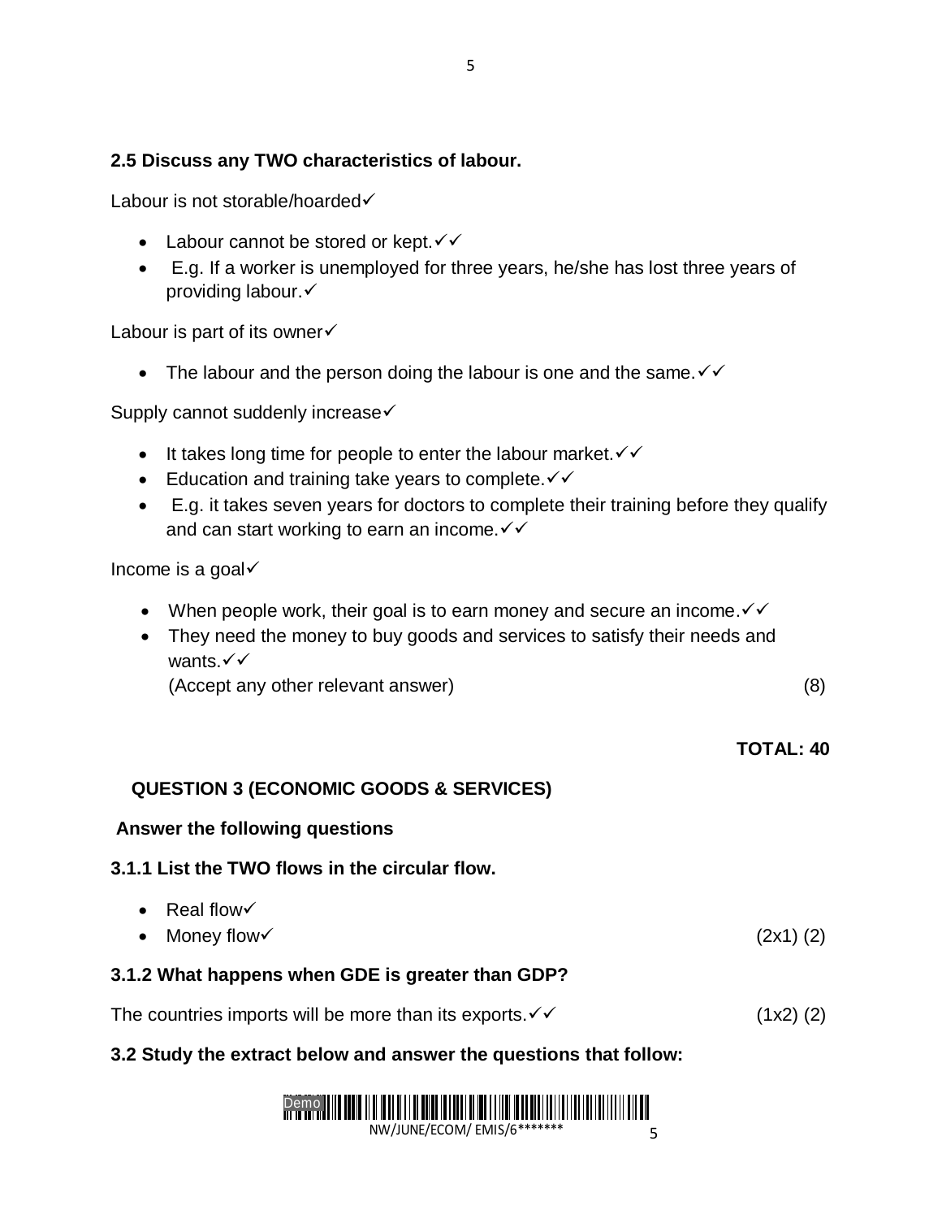### 2.5 Discuss any TWO characteristics of labour.

Labour is not storable/hoarded✓

- Labour cannot be stored or kept.✓✓
- E.g. If a worker is unemployed for three years, he/she has lost three years of providing labour.✓

Labour is part of its owner✓

- The labour and the person doing the labour is one and the same.✓✓

Supply cannot suddenly increase✓

- It takes long time for people to enter the labour market.✓✓
- Education and training take years to complete.✓✓
- E.g. it takes seven years for doctors to complete their training before they qualify and can start working to earn an income.✓✓

Income is a goal✓

- When people work, their goal is to earn money and secure an income.✓✓
- They need the money to buy goods and services to satisfy their needs and wants.✓✓

(Accept any other relevant answer) (8)

**TOTAL: 40**

## QUESTION 3 (ECONOMIC GOODS & SERVICES)

**Answer the following questions**

### 3.1.1 List the TWO flows in the circular flow.

- Real flow✓
- Money flow✓ (2x1) (2)

### 3.1.2 What happens when GDE is greater than GDP?

The countries imports will be more than its exports.✓✓ (1x2) (2)

### 3.2 Study the extract below and answer the questions that follow: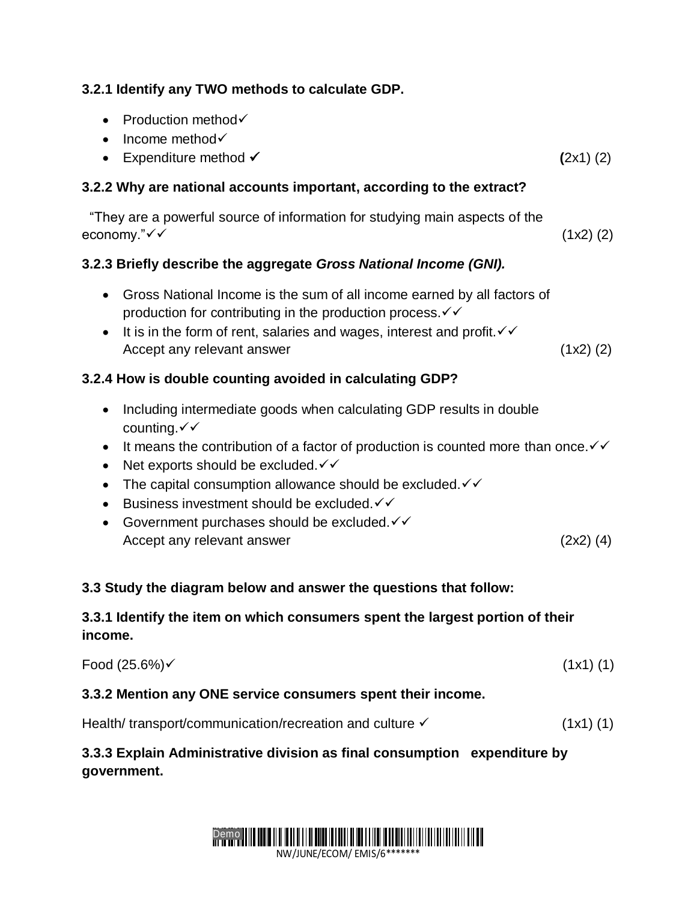**3.2.1 Identify any TWO methods to calculate GDP.**

- Production method✓
- Income method✓
- Expenditure method ✓ **(**2x1) (2)

**3.2.2 Why are national accounts important, according to the extract?**

"They are a powerful source of information for studying main aspects of the economy."✓✓ (1x2) (2)

**3.2.3 Briefly describe the aggregate *Gross National Income (GNI).***

- Gross National Income is the sum of all income earned by all factors of production for contributing in the production process.✓✓
- It is in the form of rent, salaries and wages, interest and profit.✓✓
  Accept any relevant answer (1x2) (2)

**3.2.4 How is double counting avoided in calculating GDP?**

- Including intermediate goods when calculating GDP results in double counting.✓✓
- It means the contribution of a factor of production is counted more than once.✓✓
- Net exports should be excluded.✓✓
- The capital consumption allowance should be excluded.✓✓
- Business investment should be excluded.✓✓
- Government purchases should be excluded.✓✓
  Accept any relevant answer (2x2) (4)

**3.3 Study the diagram below and answer the questions that follow:**

**3.3.1 Identify the item on which consumers spent the largest portion of their income.**

Food (25.6%)✓ (1x1) (1)

**3.3.2 Mention any ONE service consumers spent their income.**

Health/ transport/communication/recreation and culture ✓ (1x1) (1)

**3.3.3 Explain Administrative division as final consumption expenditure by government.**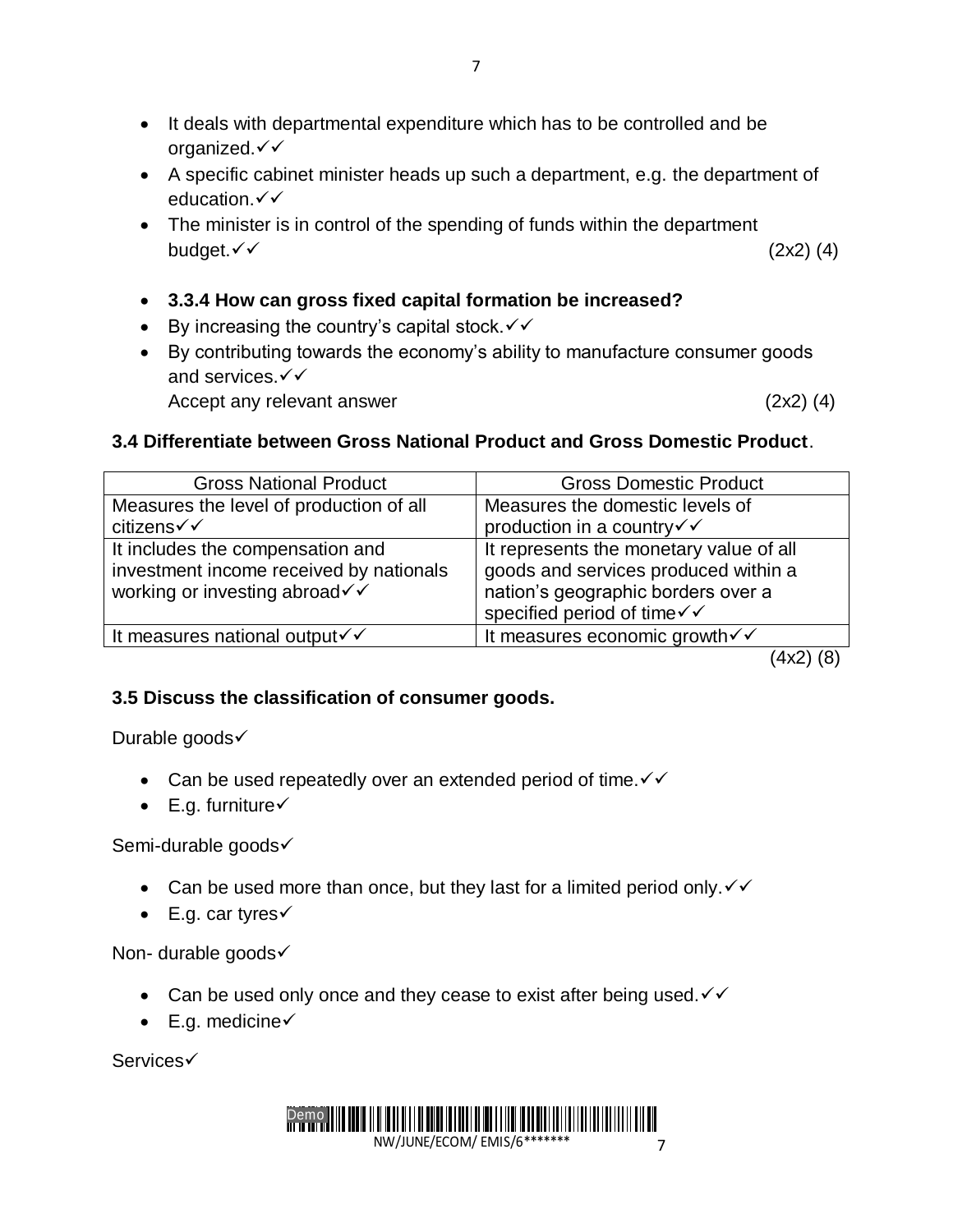- It deals with departmental expenditure which has to be controlled and be organized.✓✓
- A specific cabinet minister heads up such a department, e.g. the department of education.✓✓
- The minister is in control of the spending of funds within the department budget.✓✓ (2x2) (4)

- **3.3.4 How can gross fixed capital formation be increased?**
- By increasing the country's capital stock.✓✓
- By contributing towards the economy's ability to manufacture consumer goods and services.✓✓
  Accept any relevant answer (2x2) (4)

**3.4 Differentiate between Gross National Product and Gross Domestic Product**.

| Gross National Product | Gross Domestic Product |
|---|---|
| Measures the level of production of all citizens✓✓ | Measures the domestic levels of production in a country✓✓ |
| It includes the compensation and investment income received by nationals working or investing abroad✓✓ | It represents the monetary value of all goods and services produced within a nation's geographic borders over a specified period of time✓✓ |
| It measures national output✓✓ | It measures economic growth✓✓ |

(4x2) (8)

**3.5 Discuss the classification of consumer goods.**

Durable goods✓

- Can be used repeatedly over an extended period of time.✓✓
- E.g. furniture✓

Semi-durable goods✓

- Can be used more than once, but they last for a limited period only.✓✓
- E.g. car tyres✓

Non- durable goods✓

- Can be used only once and they cease to exist after being used.✓✓
- E.g. medicine✓

Services✓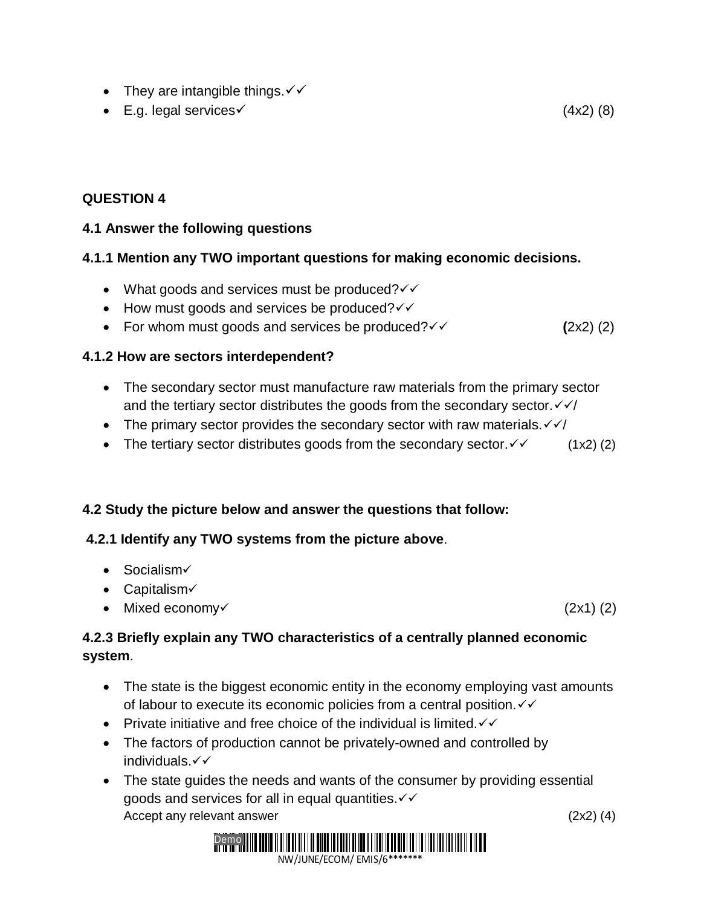- They are intangible things.✓✓
- E.g. legal services✓ (4x2) (8)

**QUESTION 4**

**4.1 Answer the following questions**

**4.1.1 Mention any TWO important questions for making economic decisions.**

- What goods and services must be produced?✓✓
- How must goods and services be produced?✓✓
- For whom must goods and services be produced?✓✓ **(**2x2) (2)

**4.1.2 How are sectors interdependent?**

- The secondary sector must manufacture raw materials from the primary sector and the tertiary sector distributes the goods from the secondary sector.✓✓/
- The primary sector provides the secondary sector with raw materials.✓✓/
- The tertiary sector distributes goods from the secondary sector.✓✓ (1x2) (2)

**4.2 Study the picture below and answer the questions that follow:**

**4.2.1 Identify any TWO systems from the picture above**.

- Socialism✓
- Capitalism✓
- Mixed economy✓ (2x1) (2)

**4.2.3 Briefly explain any TWO characteristics of a centrally planned economic system**.

- The state is the biggest economic entity in the economy employing vast amounts of labour to execute its economic policies from a central position.✓✓
- Private initiative and free choice of the individual is limited.✓✓
- The factors of production cannot be privately-owned and controlled by individuals.✓✓
- The state guides the needs and wants of the consumer by providing essential goods and services for all in equal quantities.✓✓

  Accept any relevant answer (2x2) (4)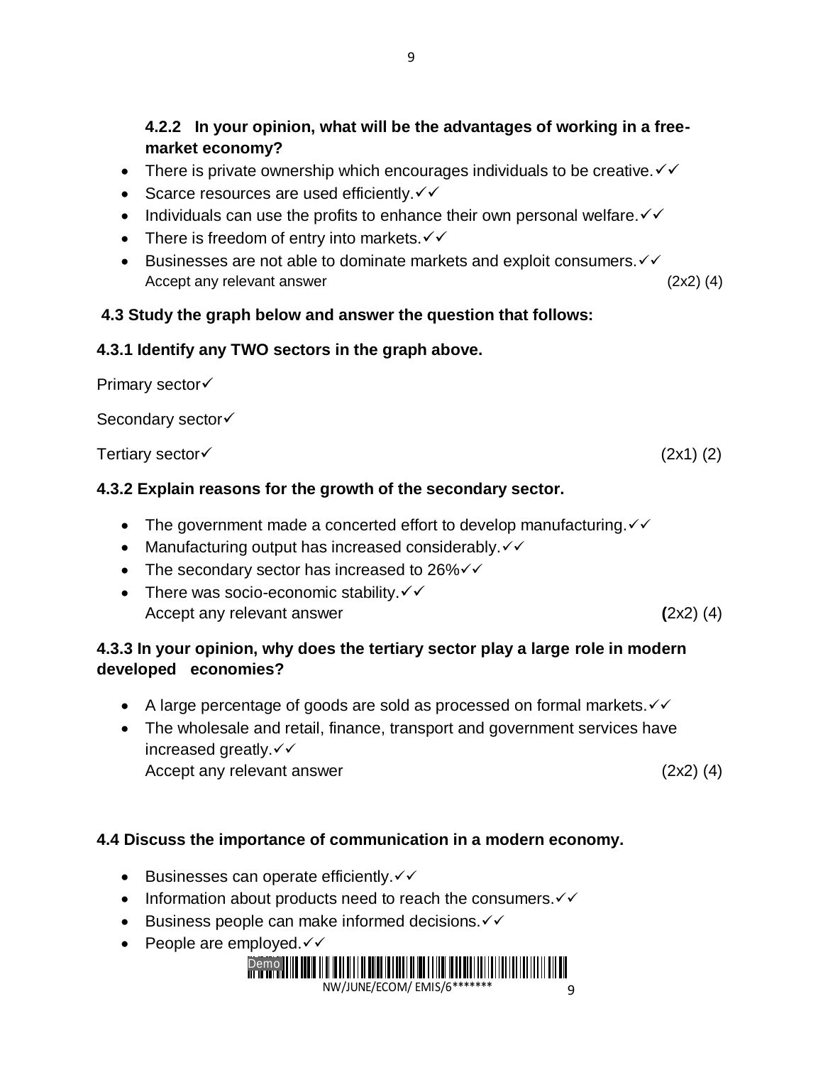**4.2.2 In your opinion, what will be the advantages of working in a free-market economy?**

- There is private ownership which encourages individuals to be creative.✓✓
- Scarce resources are used efficiently.✓✓
- Individuals can use the profits to enhance their own personal welfare.✓✓
- There is freedom of entry into markets.✓✓
- Businesses are not able to dominate markets and exploit consumers.✓✓
  Accept any relevant answer (2x2) (4)

**4.3 Study the graph below and answer the question that follows:**

**4.3.1 Identify any TWO sectors in the graph above.**

Primary sector✓

Secondary sector✓

Tertiary sector✓ (2x1) (2)

**4.3.2 Explain reasons for the growth of the secondary sector.**

- The government made a concerted effort to develop manufacturing.✓✓
- Manufacturing output has increased considerably.✓✓
- The secondary sector has increased to 26%✓✓
- There was socio-economic stability.✓✓
  Accept any relevant answer (2x2) (4)

**4.3.3 In your opinion, why does the tertiary sector play a large role in modern developed economies?**

- A large percentage of goods are sold as processed on formal markets.✓✓
- The wholesale and retail, finance, transport and government services have increased greatly.✓✓
  Accept any relevant answer (2x2) (4)

**4.4 Discuss the importance of communication in a modern economy.**

- Businesses can operate efficiently.✓✓
- Information about products need to reach the consumers.✓✓
- Business people can make informed decisions.✓✓
- People are employed.✓✓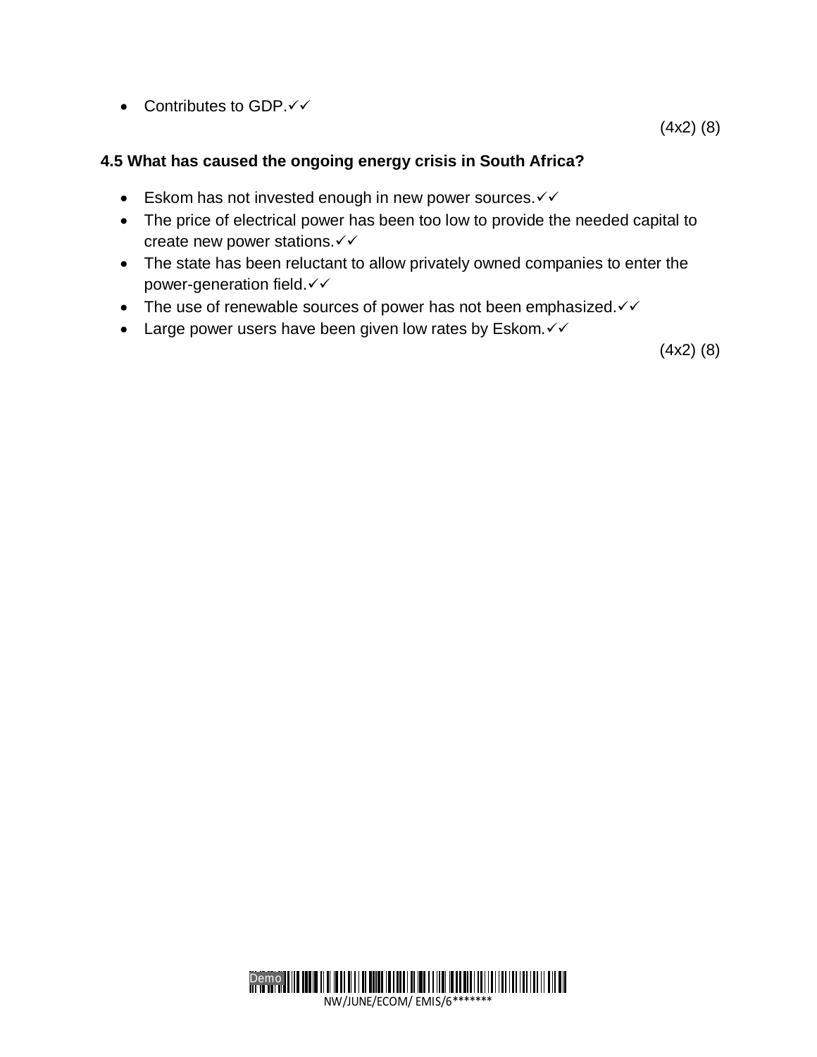- Contributes to GDP.✓✓

(4x2) (8)

**4.5 What has caused the ongoing energy crisis in South Africa?**

- Eskom has not invested enough in new power sources.✓✓
- The price of electrical power has been too low to provide the needed capital to create new power stations.✓✓
- The state has been reluctant to allow privately owned companies to enter the power-generation field.✓✓
- The use of renewable sources of power has not been emphasized.✓✓
- Large power users have been given low rates by Eskom.✓✓

(4x2) (8)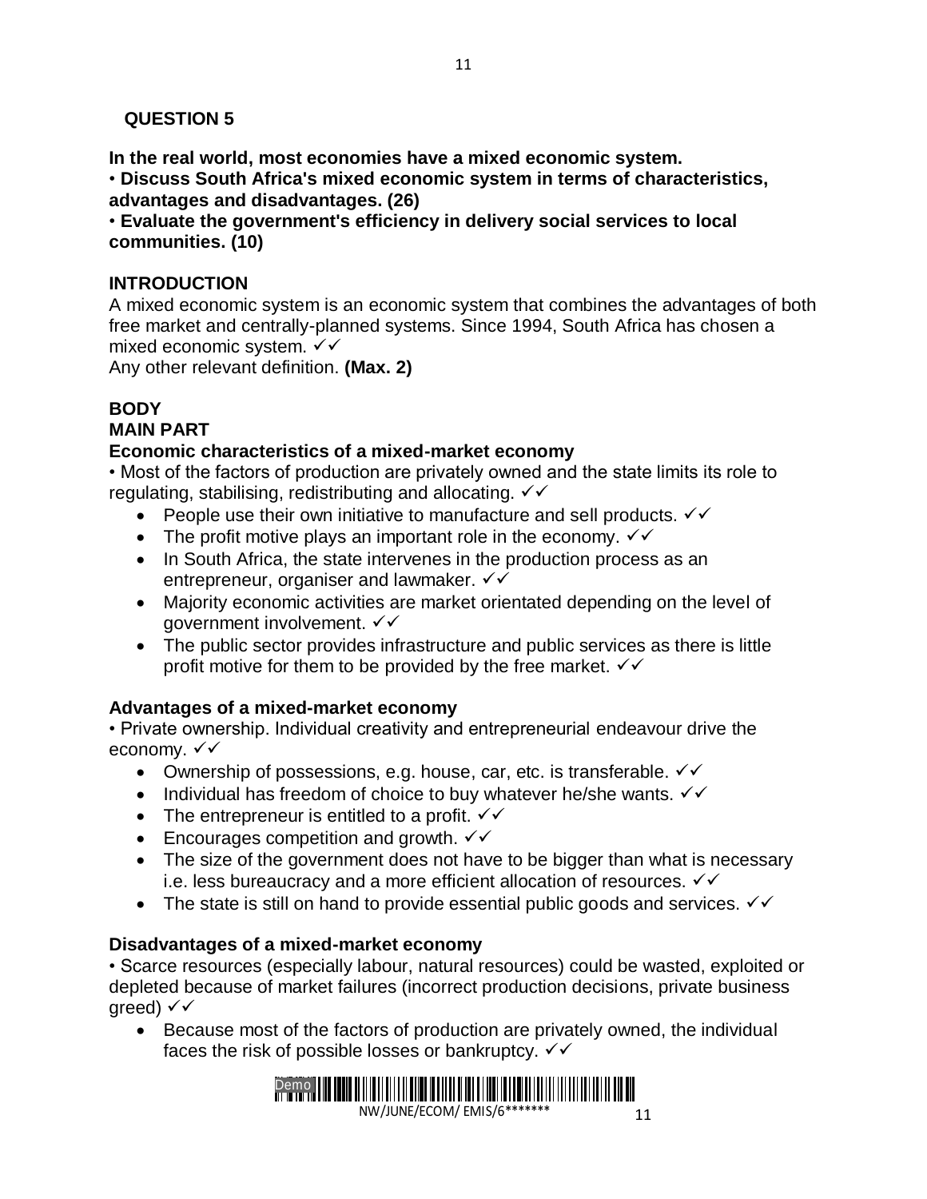## QUESTION 5

**In the real world, most economies have a mixed economic system.**

• **Discuss South Africa's mixed economic system in terms of characteristics, advantages and disadvantages. (26)**

• **Evaluate the government's efficiency in delivery social services to local communities. (10)**

### INTRODUCTION

A mixed economic system is an economic system that combines the advantages of both free market and centrally-planned systems. Since 1994, South Africa has chosen a mixed economic system. ✓✓

Any other relevant definition. **(Max. 2)**

### BODY

### MAIN PART

**Economic characteristics of a mixed-market economy**

• Most of the factors of production are privately owned and the state limits its role to regulating, stabilising, redistributing and allocating. ✓✓

- People use their own initiative to manufacture and sell products. ✓✓
- The profit motive plays an important role in the economy. ✓✓
- In South Africa, the state intervenes in the production process as an entrepreneur, organiser and lawmaker. ✓✓
- Majority economic activities are market orientated depending on the level of government involvement. ✓✓
- The public sector provides infrastructure and public services as there is little profit motive for them to be provided by the free market. ✓✓

**Advantages of a mixed-market economy**

• Private ownership. Individual creativity and entrepreneurial endeavour drive the economy. ✓✓

- Ownership of possessions, e.g. house, car, etc. is transferable. ✓✓
- Individual has freedom of choice to buy whatever he/she wants. ✓✓
- The entrepreneur is entitled to a profit. ✓✓
- Encourages competition and growth. ✓✓
- The size of the government does not have to be bigger than what is necessary i.e. less bureaucracy and a more efficient allocation of resources. ✓✓
- The state is still on hand to provide essential public goods and services. ✓✓

**Disadvantages of a mixed-market economy**

• Scarce resources (especially labour, natural resources) could be wasted, exploited or depleted because of market failures (incorrect production decisions, private business greed) ✓✓

- Because most of the factors of production are privately owned, the individual faces the risk of possible losses or bankruptcy. ✓✓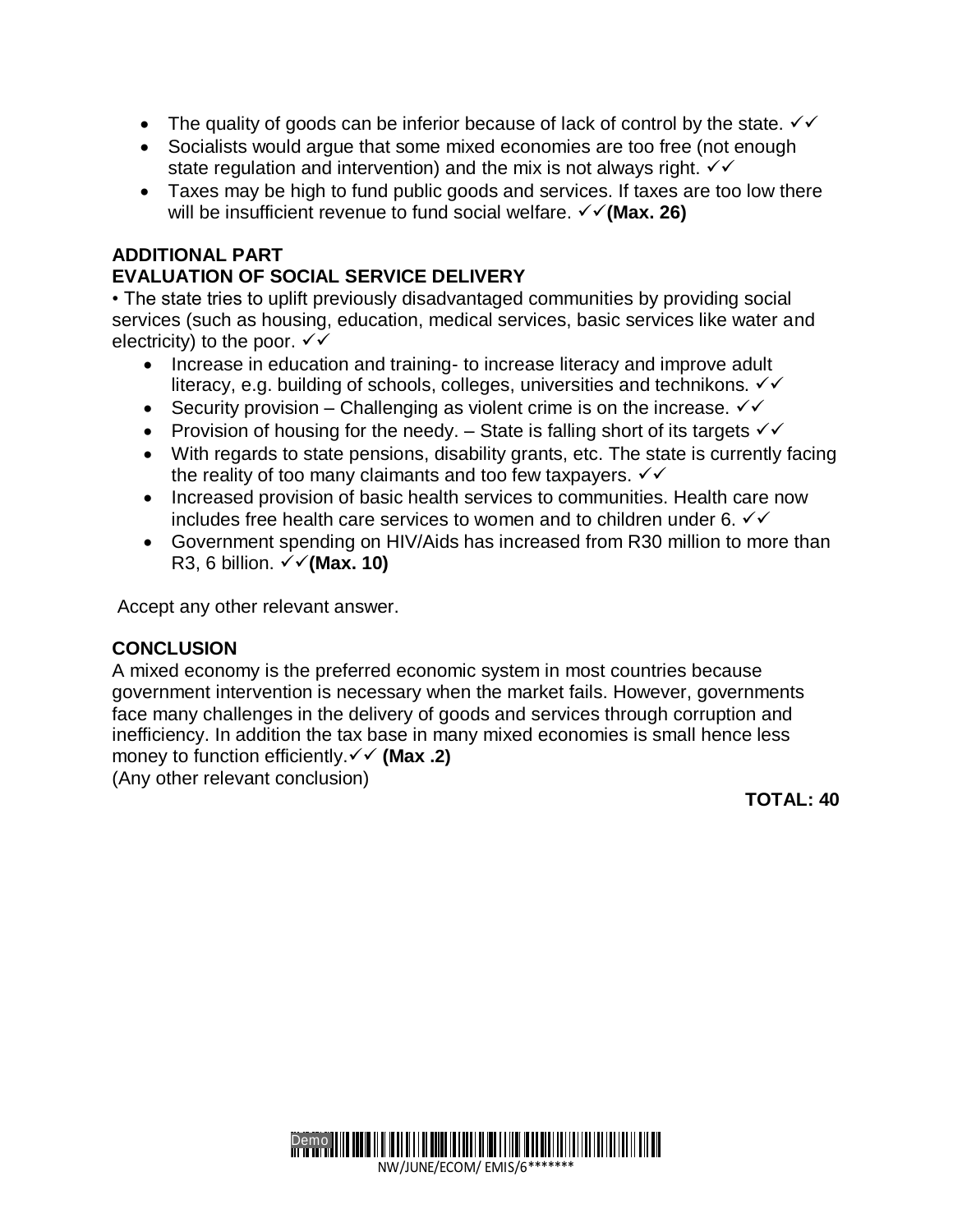- The quality of goods can be inferior because of lack of control by the state. ✓✓
- Socialists would argue that some mixed economies are too free (not enough state regulation and intervention) and the mix is not always right. ✓✓
- Taxes may be high to fund public goods and services. If taxes are too low there will be insufficient revenue to fund social welfare. ✓✓**(Max. 26)**

**ADDITIONAL PART**
**EVALUATION OF SOCIAL SERVICE DELIVERY**

• The state tries to uplift previously disadvantaged communities by providing social services (such as housing, education, medical services, basic services like water and electricity) to the poor. ✓✓

- Increase in education and training- to increase literacy and improve adult literacy, e.g. building of schools, colleges, universities and technikons. ✓✓
- Security provision – Challenging as violent crime is on the increase. ✓✓
- Provision of housing for the needy. – State is falling short of its targets ✓✓
- With regards to state pensions, disability grants, etc. The state is currently facing the reality of too many claimants and too few taxpayers. ✓✓
- Increased provision of basic health services to communities. Health care now includes free health care services to women and to children under 6. ✓✓
- Government spending on HIV/Aids has increased from R30 million to more than R3, 6 billion. ✓✓**(Max. 10)**

Accept any other relevant answer.

**CONCLUSION**

A mixed economy is the preferred economic system in most countries because government intervention is necessary when the market fails. However, governments face many challenges in the delivery of goods and services through corruption and inefficiency. In addition the tax base in many mixed economies is small hence less money to function efficiently.✓✓ **(Max .2)**
(Any other relevant conclusion)

**TOTAL: 40**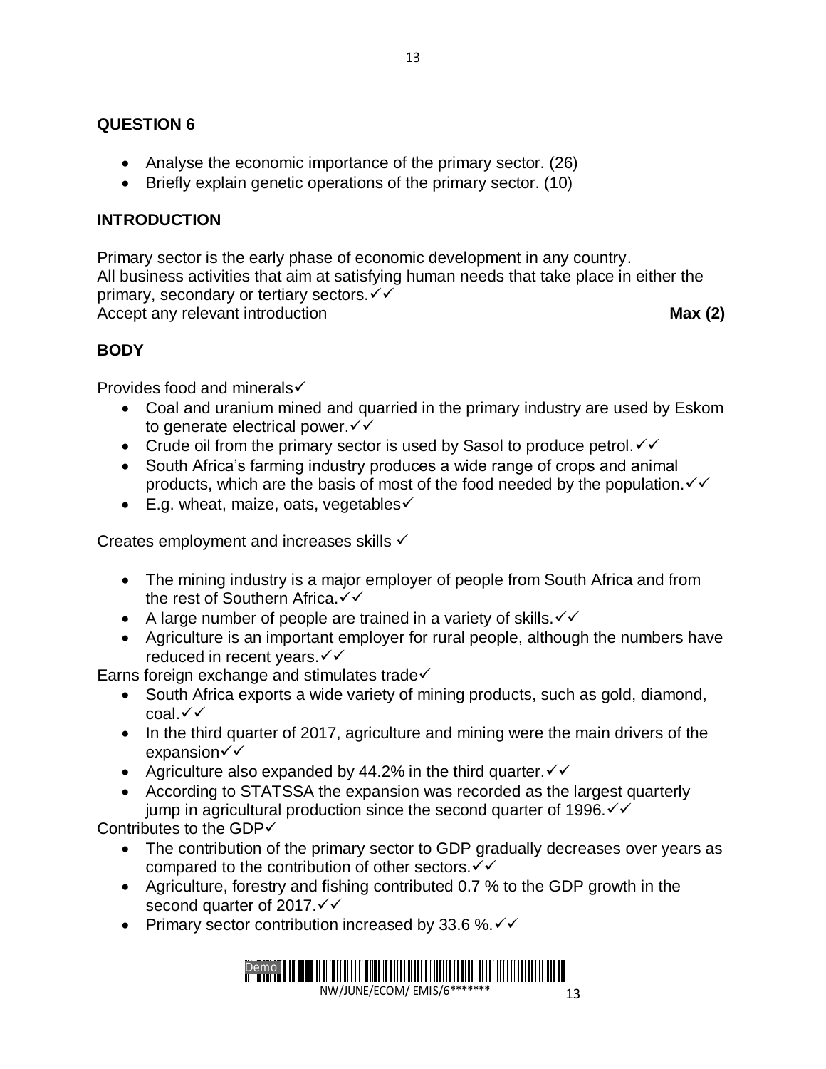## QUESTION 6

- Analyse the economic importance of the primary sector. (26)
- Briefly explain genetic operations of the primary sector. (10)

### INTRODUCTION

Primary sector is the early phase of economic development in any country.
All business activities that aim at satisfying human needs that take place in either the primary, secondary or tertiary sectors.✓✓
Accept any relevant introduction **Max (2)**

### BODY

Provides food and minerals✓

- Coal and uranium mined and quarried in the primary industry are used by Eskom to generate electrical power.✓✓
- Crude oil from the primary sector is used by Sasol to produce petrol.✓✓
- South Africa's farming industry produces a wide range of crops and animal products, which are the basis of most of the food needed by the population.✓✓
- E.g. wheat, maize, oats, vegetables✓

Creates employment and increases skills ✓

- The mining industry is a major employer of people from South Africa and from the rest of Southern Africa.✓✓
- A large number of people are trained in a variety of skills.✓✓
- Agriculture is an important employer for rural people, although the numbers have reduced in recent years.✓✓

Earns foreign exchange and stimulates trade✓

- South Africa exports a wide variety of mining products, such as gold, diamond, coal.✓✓
- In the third quarter of 2017, agriculture and mining were the main drivers of the expansion✓✓
- Agriculture also expanded by 44.2% in the third quarter.✓✓
- According to STATSSA the expansion was recorded as the largest quarterly jump in agricultural production since the second quarter of 1996.✓✓

Contributes to the GDP✓

- The contribution of the primary sector to GDP gradually decreases over years as compared to the contribution of other sectors.✓✓
- Agriculture, forestry and fishing contributed 0.7 % to the GDP growth in the second quarter of 2017.✓✓
- Primary sector contribution increased by 33.6 %.✓✓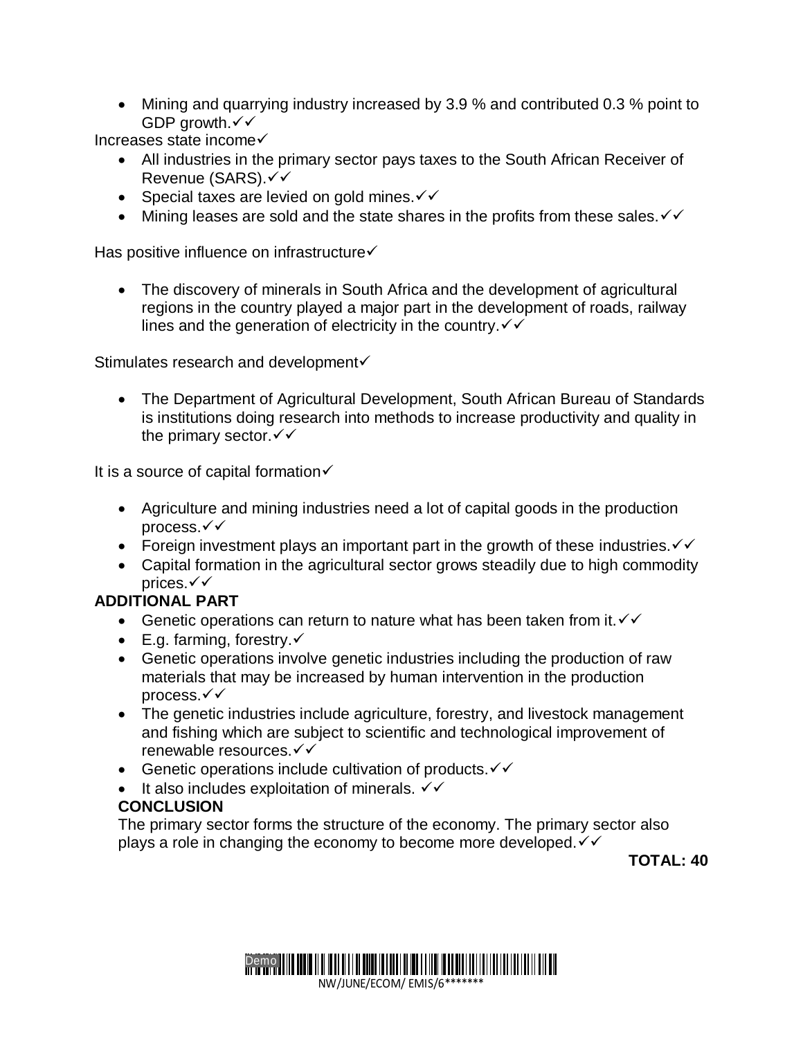- Mining and quarrying industry increased by 3.9 % and contributed 0.3 % point to GDP growth.✓✓

Increases state income✓

- All industries in the primary sector pays taxes to the South African Receiver of Revenue (SARS).✓✓
- Special taxes are levied on gold mines.✓✓
- Mining leases are sold and the state shares in the profits from these sales.✓✓

Has positive influence on infrastructure✓

- The discovery of minerals in South Africa and the development of agricultural regions in the country played a major part in the development of roads, railway lines and the generation of electricity in the country.✓✓

Stimulates research and development✓

- The Department of Agricultural Development, South African Bureau of Standards is institutions doing research into methods to increase productivity and quality in the primary sector.✓✓

It is a source of capital formation✓

- Agriculture and mining industries need a lot of capital goods in the production process.✓✓
- Foreign investment plays an important part in the growth of these industries.✓✓
- Capital formation in the agricultural sector grows steadily due to high commodity prices.✓✓

**ADDITIONAL PART**

- Genetic operations can return to nature what has been taken from it.✓✓
- E.g. farming, forestry.✓
- Genetic operations involve genetic industries including the production of raw materials that may be increased by human intervention in the production process.✓✓
- The genetic industries include agriculture, forestry, and livestock management and fishing which are subject to scientific and technological improvement of renewable resources.✓✓
- Genetic operations include cultivation of products.✓✓
- It also includes exploitation of minerals. ✓✓

**CONCLUSION**

The primary sector forms the structure of the economy. The primary sector also plays a role in changing the economy to become more developed.✓✓

**TOTAL: 40**